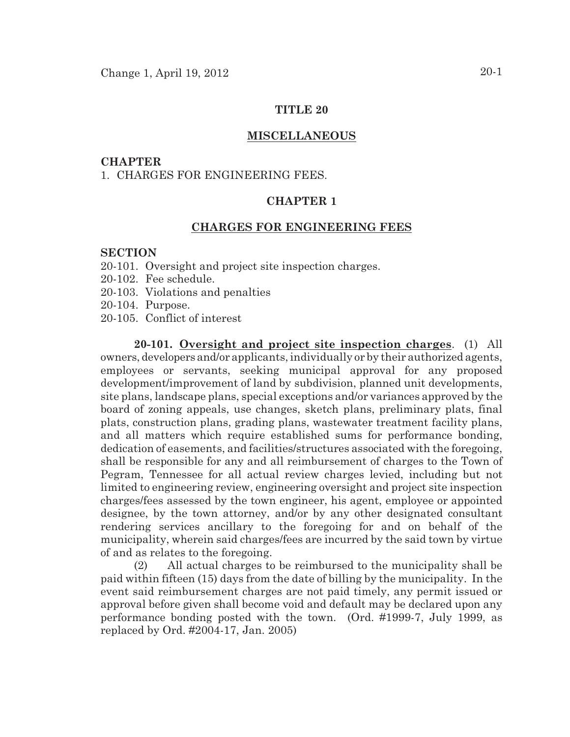# TITLE 20

## MISCELLANEOUS

**CHAPTER**

1. CHARGES FOR ENGINEERING FEES.

## CHAPTER 1

## CHARGES FOR ENGINEERING FEES

**SECTION**

20-101. Oversight and project site inspection charges.
20-102. Fee schedule.
20-103. Violations and penalties
20-104. Purpose.
20-105. Conflict of interest

**20-101. Oversight and project site inspection charges**. (1) All owners, developers and/or applicants, individually or by their authorized agents, employees or servants, seeking municipal approval for any proposed development/improvement of land by subdivision, planned unit developments, site plans, landscape plans, special exceptions and/or variances approved by the board of zoning appeals, use changes, sketch plans, preliminary plats, final plats, construction plans, grading plans, wastewater treatment facility plans, and all matters which require established sums for performance bonding, dedication of easements, and facilities/structures associated with the foregoing, shall be responsible for any and all reimbursement of charges to the Town of Pegram, Tennessee for all actual review charges levied, including but not limited to engineering review, engineering oversight and project site inspection charges/fees assessed by the town engineer, his agent, employee or appointed designee, by the town attorney, and/or by any other designated consultant rendering services ancillary to the foregoing for and on behalf of the municipality, wherein said charges/fees are incurred by the said town by virtue of and as relates to the foregoing.

(2) All actual charges to be reimbursed to the municipality shall be paid within fifteen (15) days from the date of billing by the municipality. In the event said reimbursement charges are not paid timely, any permit issued or approval before given shall become void and default may be declared upon any performance bonding posted with the town. (Ord. #1999-7, July 1999, as replaced by Ord. #2004-17, Jan. 2005)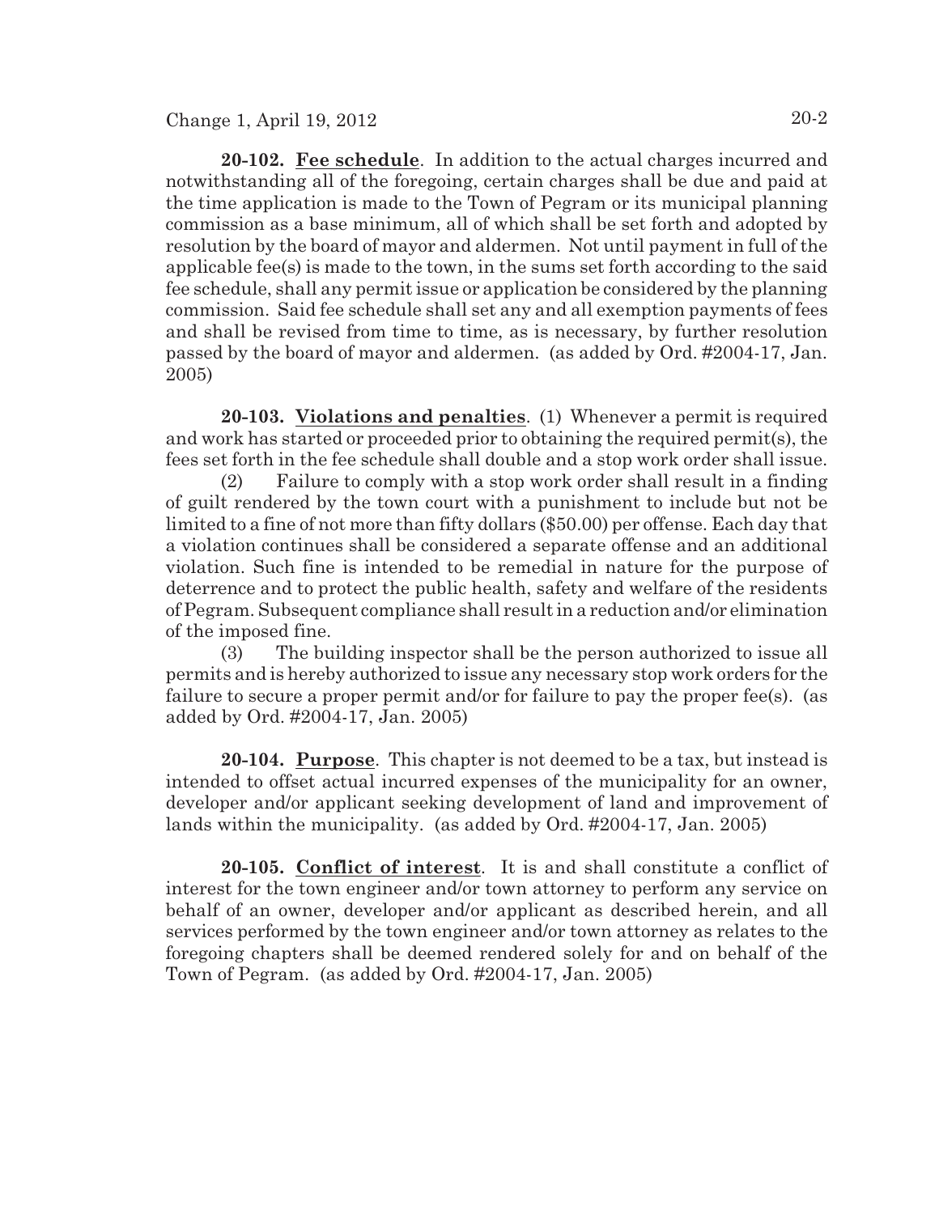**20-102. <u>Fee schedule</u>**. In addition to the actual charges incurred and notwithstanding all of the foregoing, certain charges shall be due and paid at the time application is made to the Town of Pegram or its municipal planning commission as a base minimum, all of which shall be set forth and adopted by resolution by the board of mayor and aldermen. Not until payment in full of the applicable fee(s) is made to the town, in the sums set forth according to the said fee schedule, shall any permit issue or application be considered by the planning commission. Said fee schedule shall set any and all exemption payments of fees and shall be revised from time to time, as is necessary, by further resolution passed by the board of mayor and aldermen. (as added by Ord. #2004-17, Jan. 2005)

**20-103. <u>Violations and penalties</u>**. (1) Whenever a permit is required and work has started or proceeded prior to obtaining the required permit(s), the fees set forth in the fee schedule shall double and a stop work order shall issue.

(2) Failure to comply with a stop work order shall result in a finding of guilt rendered by the town court with a punishment to include but not be limited to a fine of not more than fifty dollars ($50.00) per offense. Each day that a violation continues shall be considered a separate offense and an additional violation. Such fine is intended to be remedial in nature for the purpose of deterrence and to protect the public health, safety and welfare of the residents of Pegram. Subsequent compliance shall result in a reduction and/or elimination of the imposed fine.

(3) The building inspector shall be the person authorized to issue all permits and is hereby authorized to issue any necessary stop work orders for the failure to secure a proper permit and/or for failure to pay the proper fee(s). (as added by Ord. #2004-17, Jan. 2005)

**20-104. <u>Purpose</u>**. This chapter is not deemed to be a tax, but instead is intended to offset actual incurred expenses of the municipality for an owner, developer and/or applicant seeking development of land and improvement of lands within the municipality. (as added by Ord. #2004-17, Jan. 2005)

**20-105. <u>Conflict of interest</u>**. It is and shall constitute a conflict of interest for the town engineer and/or town attorney to perform any service on behalf of an owner, developer and/or applicant as described herein, and all services performed by the town engineer and/or town attorney as relates to the foregoing chapters shall be deemed rendered solely for and on behalf of the Town of Pegram. (as added by Ord. #2004-17, Jan. 2005)